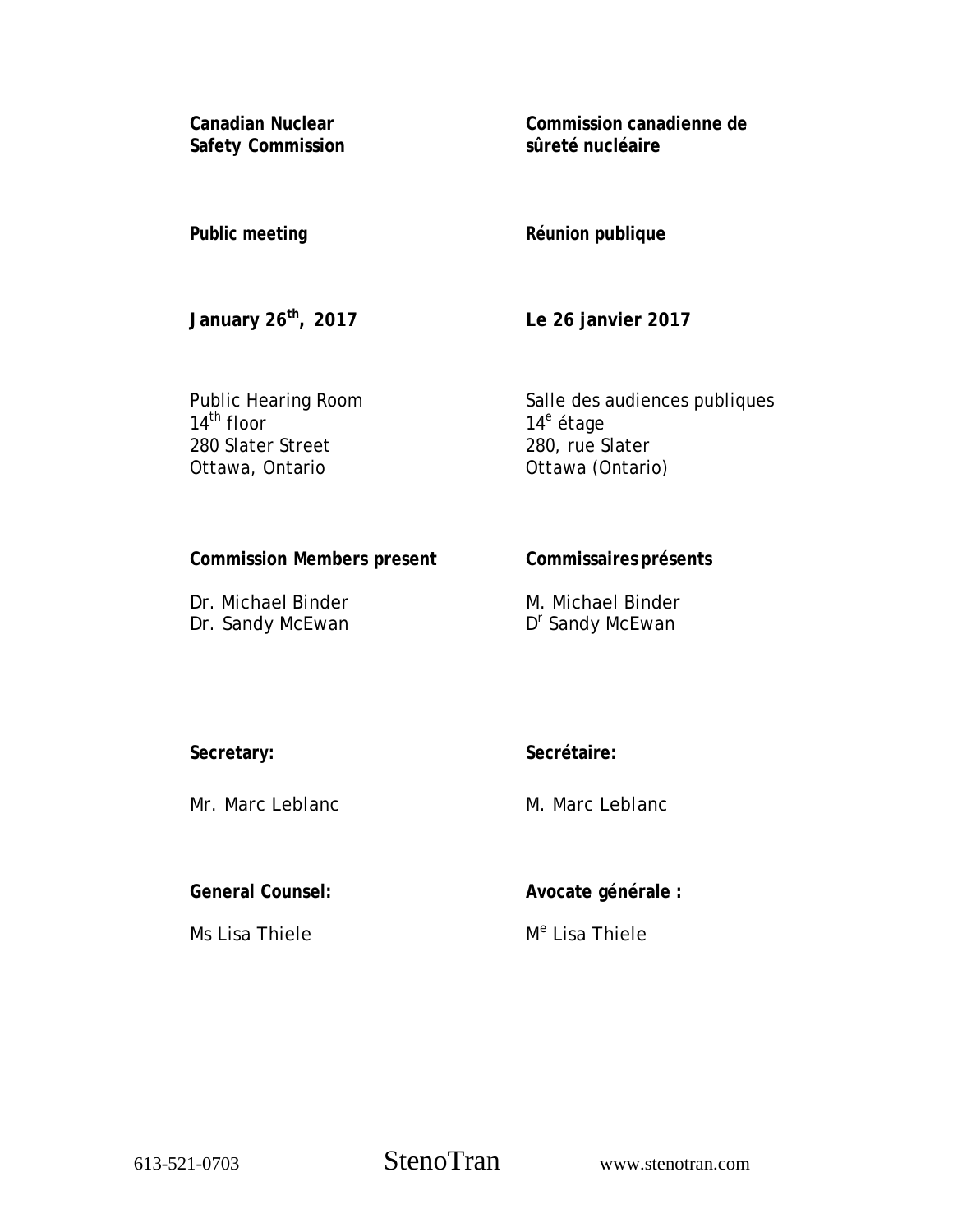**Canadian Nuclear Safety Commission**

**Commission canadienne de sûreté nucléaire**

**Public meeting**

**Réunion publique**

**January 26th, 2017**

**Le 26 janvier 2017**

Public Hearing Room
14th floor
280 Slater Street
Ottawa, Ontario

Salle des audiences publiques
14e étage
280, rue Slater
Ottawa (Ontario)

**Commission Members present**

Dr. Michael Binder
Dr. Sandy McEwan

**Commissaires présents**

M. Michael Binder
Dr Sandy McEwan

**Secretary:**

Mr. Marc Leblanc

**Secrétaire:**

M. Marc Leblanc

**General Counsel:**

Ms Lisa Thiele

**Avocate générale :**

Me Lisa Thiele

613-521-0703 StenoTran www.stenotran.com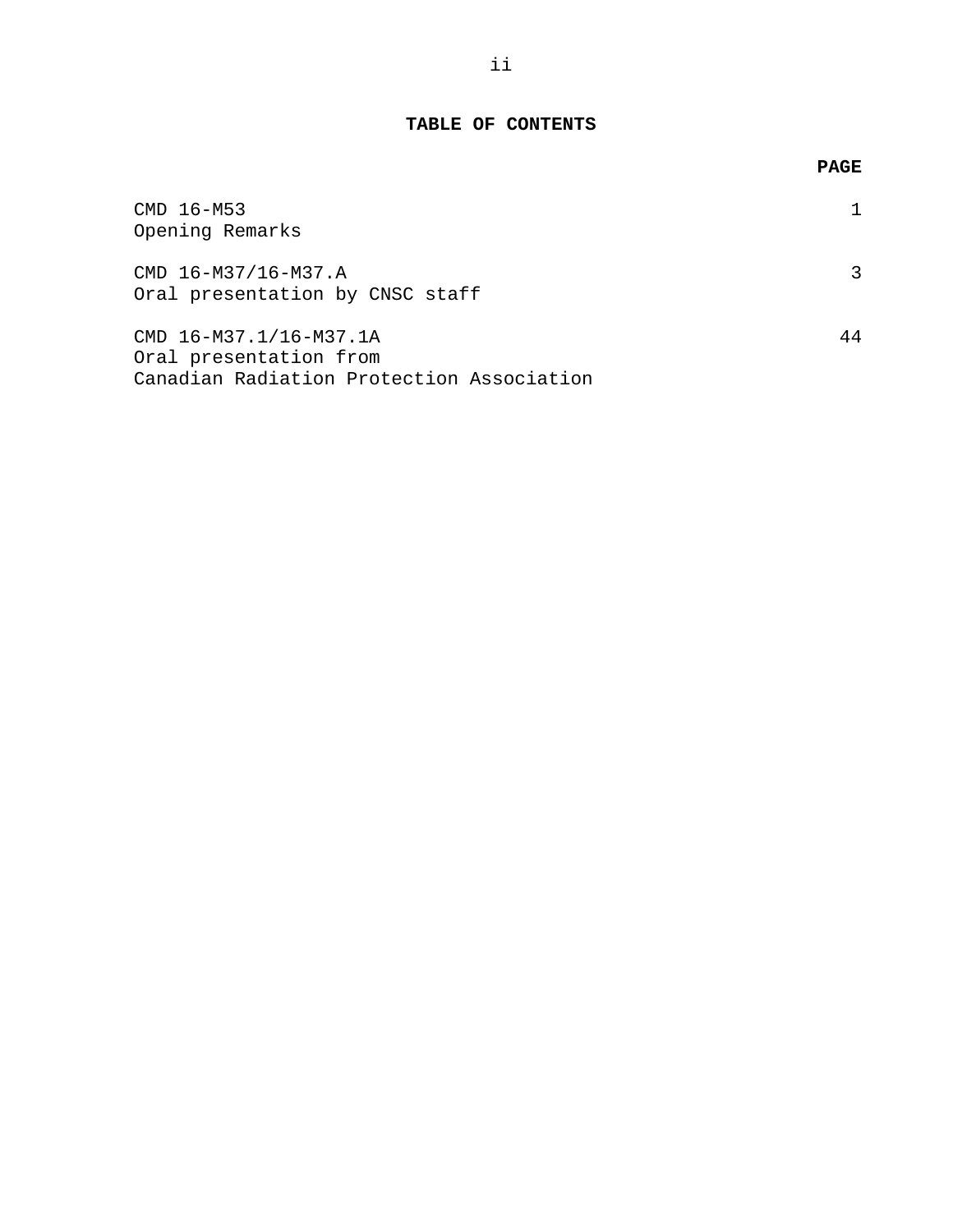# TABLE OF CONTENTS

| | PAGE |
| --- | --- |
| CMD 16-M53<br>Opening Remarks | 1 |
| CMD 16-M37/16-M37.A<br>Oral presentation by CNSC staff | 3 |
| CMD 16-M37.1/16-M37.1A<br>Oral presentation from<br>Canadian Radiation Protection Association | 44 |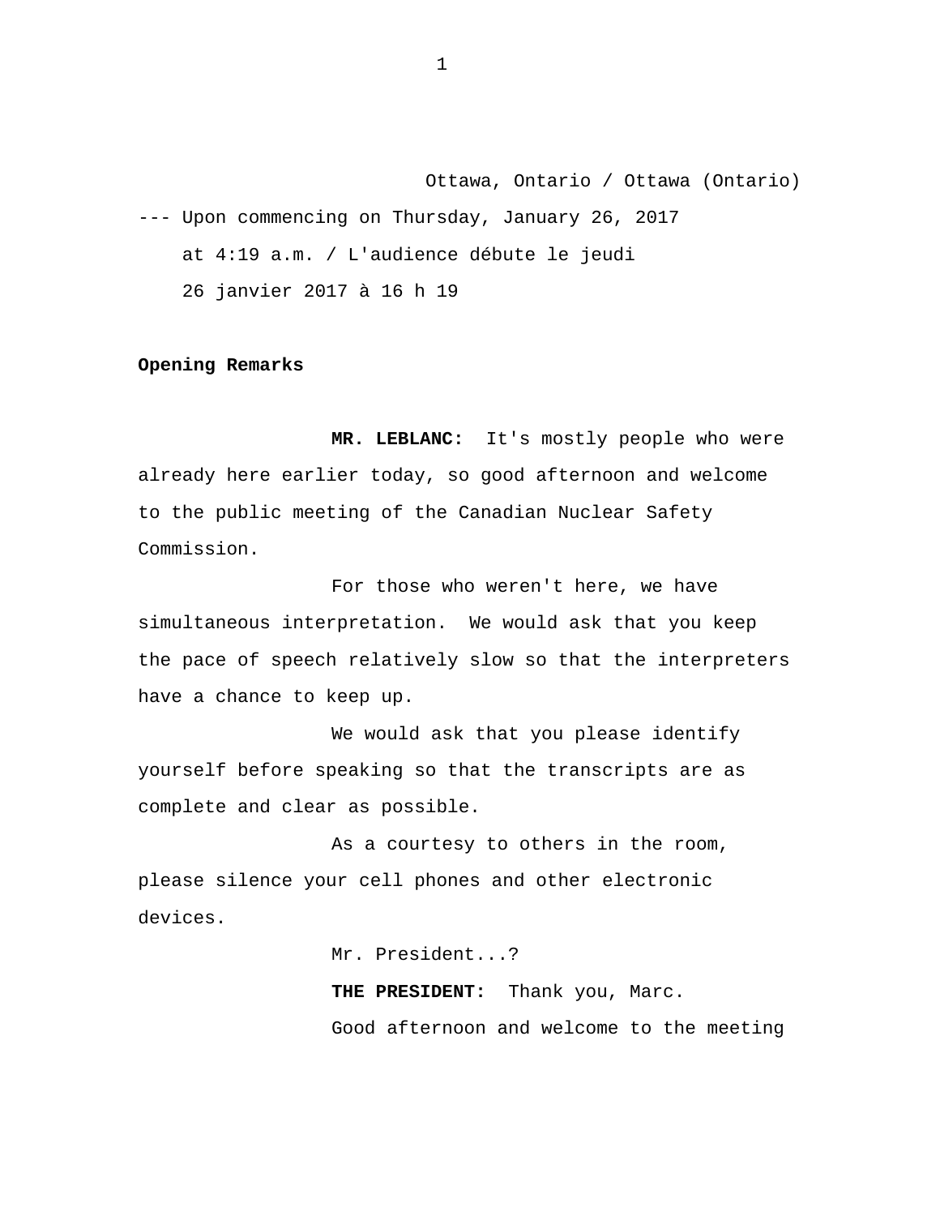Ottawa, Ontario / Ottawa (Ontario)

--- Upon commencing on Thursday, January 26, 2017 at 4:19 a.m. / L'audience débute le jeudi 26 janvier 2017 à 16 h 19

**Opening Remarks**

**MR. LEBLANC:** It's mostly people who were already here earlier today, so good afternoon and welcome to the public meeting of the Canadian Nuclear Safety Commission.

For those who weren't here, we have simultaneous interpretation. We would ask that you keep the pace of speech relatively slow so that the interpreters have a chance to keep up.

We would ask that you please identify yourself before speaking so that the transcripts are as complete and clear as possible.

As a courtesy to others in the room, please silence your cell phones and other electronic devices.

Mr. President...?

**THE PRESIDENT:** Thank you, Marc.

Good afternoon and welcome to the meeting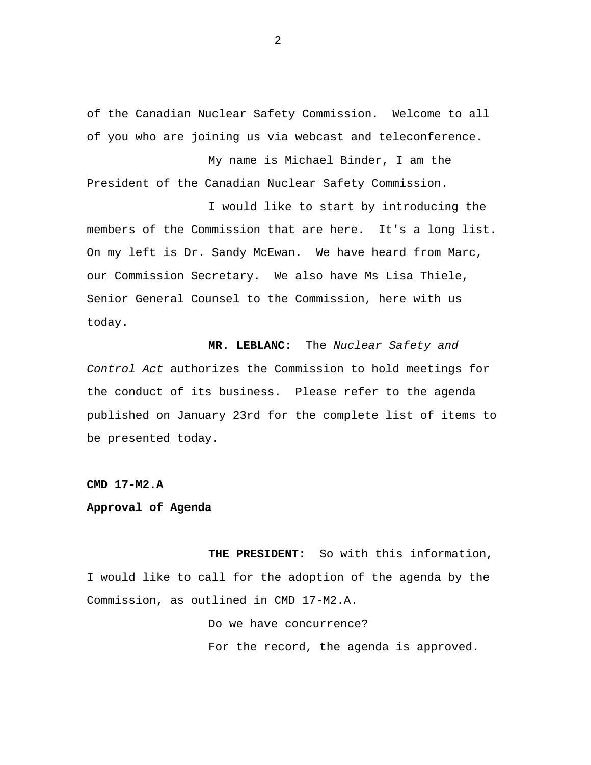of the Canadian Nuclear Safety Commission. Welcome to all of you who are joining us via webcast and teleconference.

My name is Michael Binder, I am the President of the Canadian Nuclear Safety Commission.

I would like to start by introducing the members of the Commission that are here. It's a long list. On my left is Dr. Sandy McEwan. We have heard from Marc, our Commission Secretary. We also have Ms Lisa Thiele, Senior General Counsel to the Commission, here with us today.

**MR. LEBLANC:** The *Nuclear Safety and Control Act* authorizes the Commission to hold meetings for the conduct of its business. Please refer to the agenda published on January 23rd for the complete list of items to be presented today.

**CMD 17-M2.A**

**Approval of Agenda**

**THE PRESIDENT:** So with this information, I would like to call for the adoption of the agenda by the Commission, as outlined in CMD 17-M2.A.

Do we have concurrence?

For the record, the agenda is approved.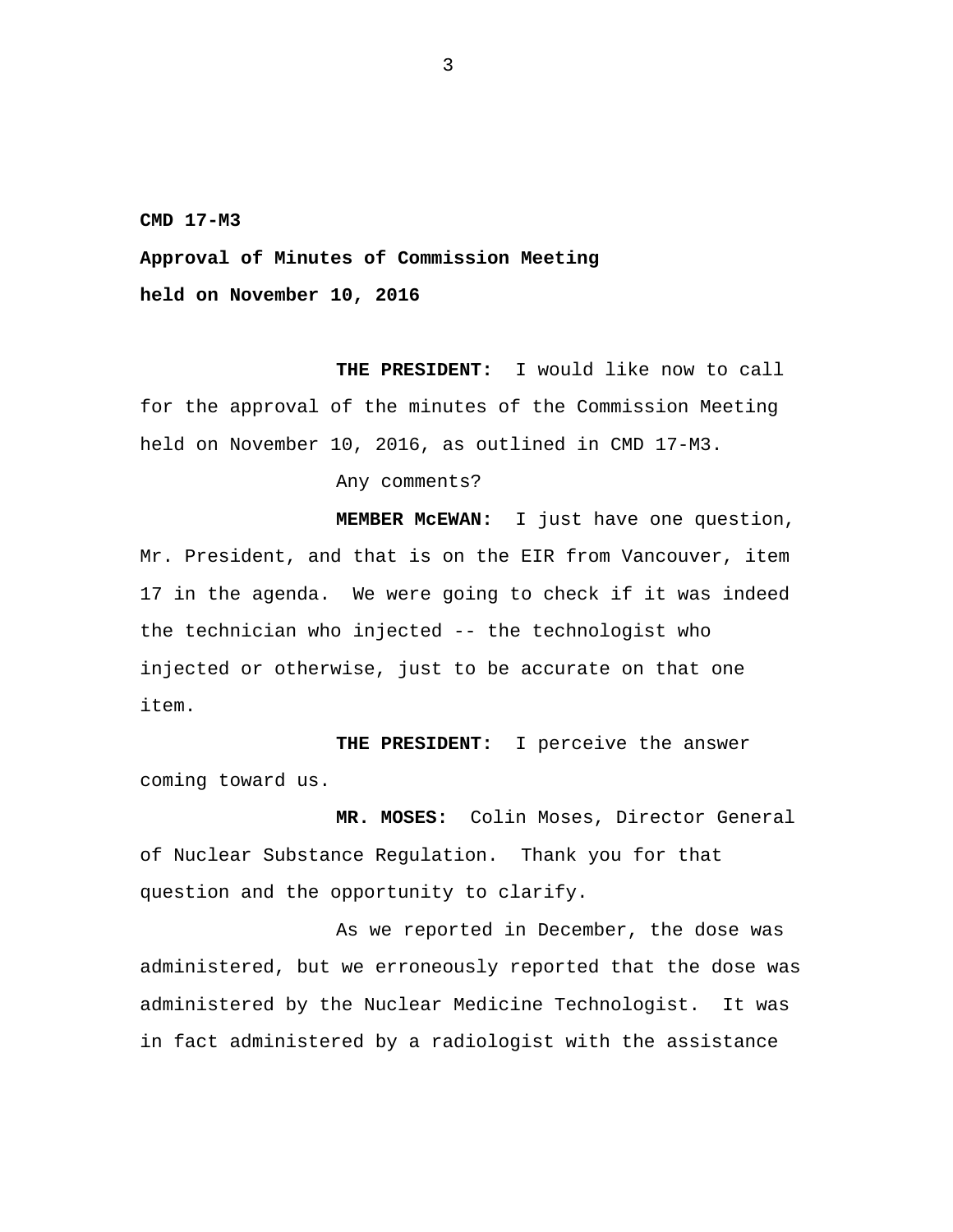**CMD 17-M3**

**Approval of Minutes of Commission Meeting held on November 10, 2016**

**THE PRESIDENT:** I would like now to call for the approval of the minutes of the Commission Meeting held on November 10, 2016, as outlined in CMD 17-M3.

Any comments?

**MEMBER McEWAN:** I just have one question, Mr. President, and that is on the EIR from Vancouver, item 17 in the agenda. We were going to check if it was indeed the technician who injected -- the technologist who injected or otherwise, just to be accurate on that one item.

**THE PRESIDENT:** I perceive the answer coming toward us.

**MR. MOSES:** Colin Moses, Director General of Nuclear Substance Regulation. Thank you for that question and the opportunity to clarify.

As we reported in December, the dose was administered, but we erroneously reported that the dose was administered by the Nuclear Medicine Technologist. It was in fact administered by a radiologist with the assistance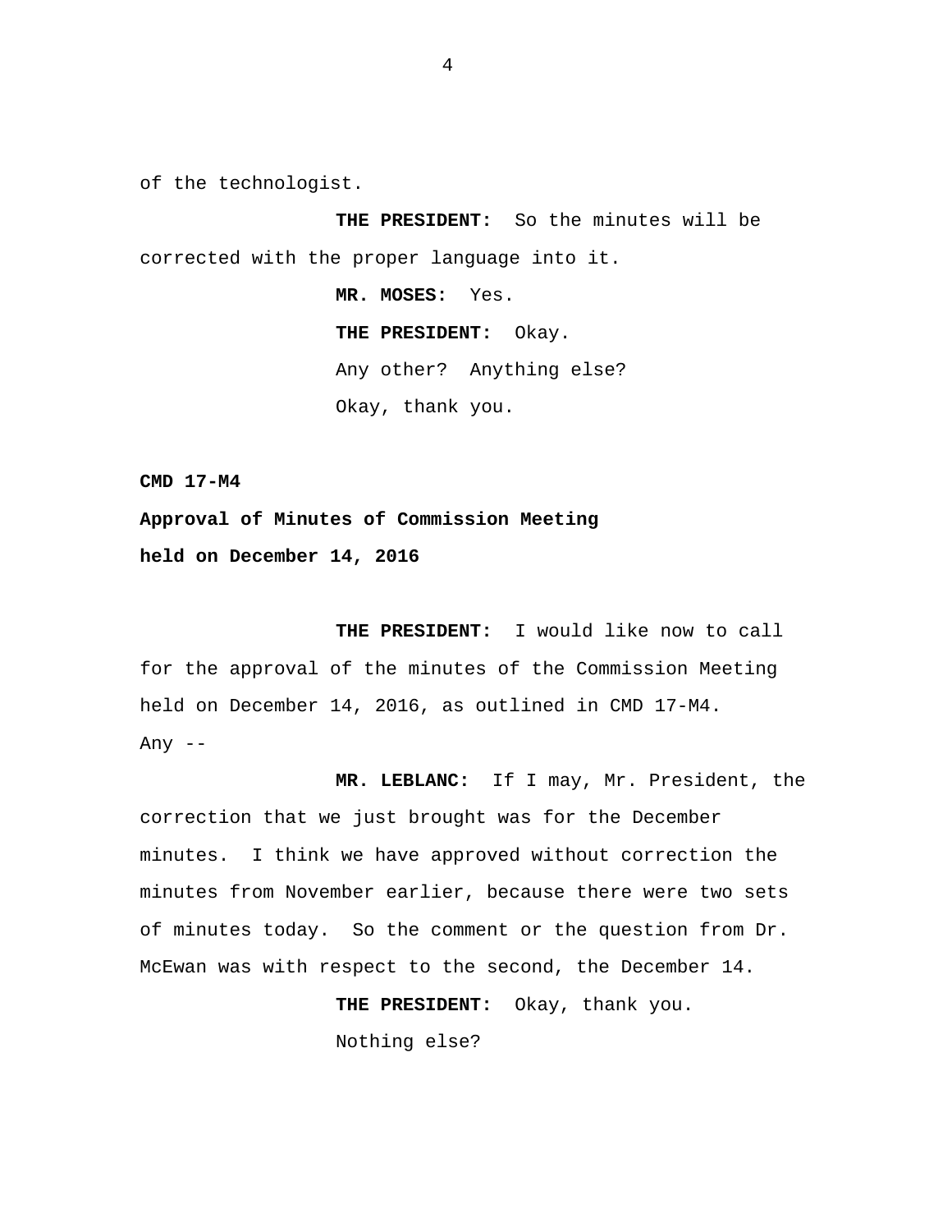of the technologist.

**THE PRESIDENT:** So the minutes will be corrected with the proper language into it.

**MR. MOSES:** Yes.

**THE PRESIDENT:** Okay.

Any other? Anything else?

Okay, thank you.

**CMD 17-M4**

**Approval of Minutes of Commission Meeting held on December 14, 2016**

**THE PRESIDENT:** I would like now to call for the approval of the minutes of the Commission Meeting held on December 14, 2016, as outlined in CMD 17-M4. Any --

**MR. LEBLANC:** If I may, Mr. President, the correction that we just brought was for the December minutes. I think we have approved without correction the minutes from November earlier, because there were two sets of minutes today. So the comment or the question from Dr. McEwan was with respect to the second, the December 14.

**THE PRESIDENT:** Okay, thank you.

Nothing else?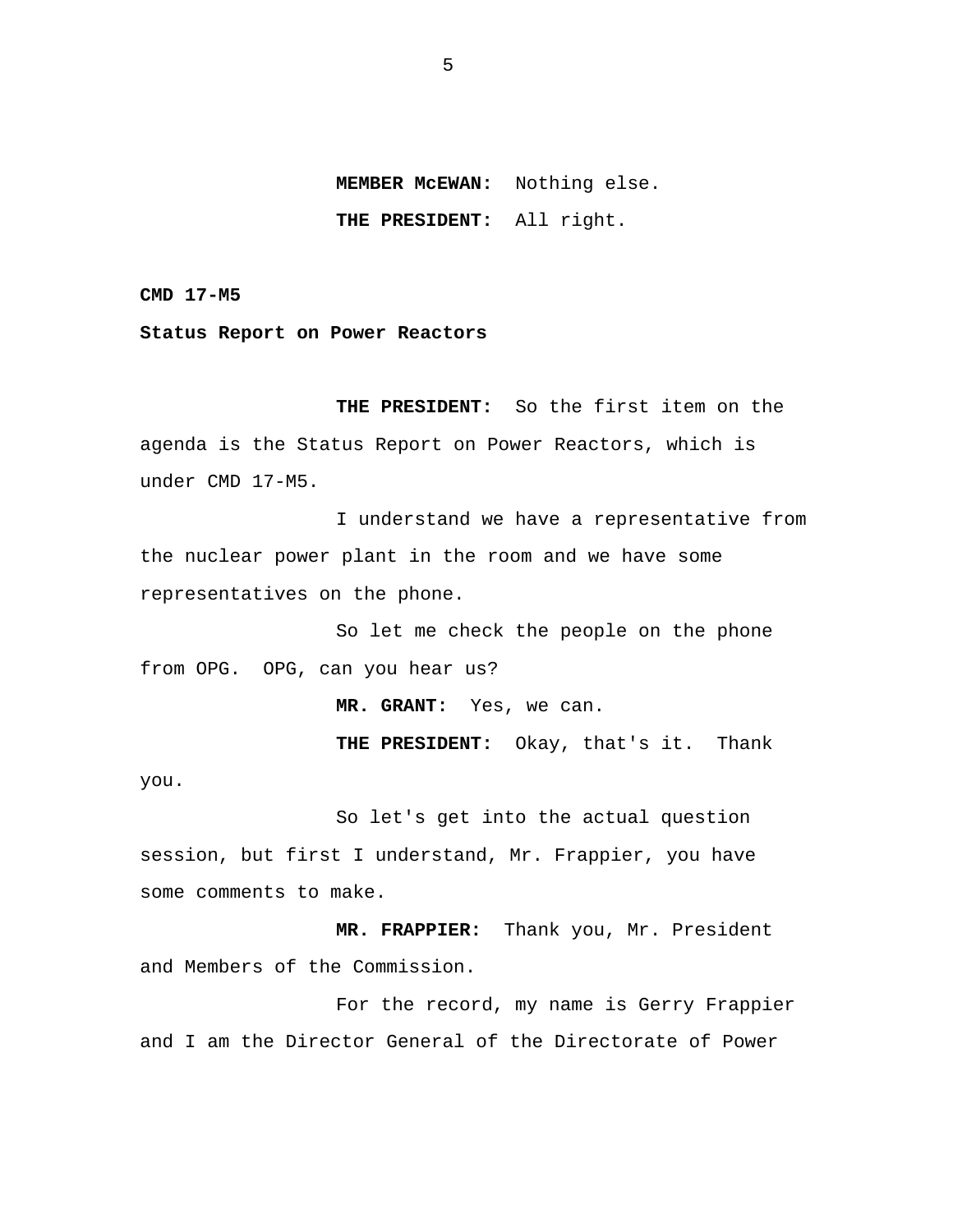**MEMBER McEWAN:** Nothing else.

**THE PRESIDENT:** All right.

**CMD 17-M5**

**Status Report on Power Reactors**

**THE PRESIDENT:** So the first item on the agenda is the Status Report on Power Reactors, which is under CMD 17-M5.

I understand we have a representative from the nuclear power plant in the room and we have some representatives on the phone.

So let me check the people on the phone from OPG. OPG, can you hear us?

**MR. GRANT:** Yes, we can.

**THE PRESIDENT:** Okay, that's it. Thank you.

So let's get into the actual question session, but first I understand, Mr. Frappier, you have some comments to make.

**MR. FRAPPIER:** Thank you, Mr. President and Members of the Commission.

For the record, my name is Gerry Frappier and I am the Director General of the Directorate of Power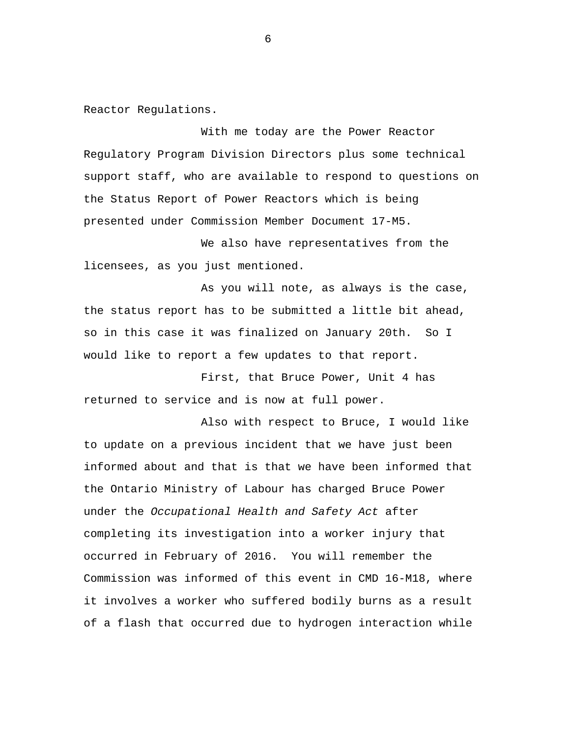Reactor Regulations.

With me today are the Power Reactor Regulatory Program Division Directors plus some technical support staff, who are available to respond to questions on the Status Report of Power Reactors which is being presented under Commission Member Document 17-M5.

We also have representatives from the licensees, as you just mentioned.

As you will note, as always is the case, the status report has to be submitted a little bit ahead, so in this case it was finalized on January 20th. So I would like to report a few updates to that report.

First, that Bruce Power, Unit 4 has returned to service and is now at full power.

Also with respect to Bruce, I would like to update on a previous incident that we have just been informed about and that is that we have been informed that the Ontario Ministry of Labour has charged Bruce Power under the *Occupational Health and Safety Act* after completing its investigation into a worker injury that occurred in February of 2016. You will remember the Commission was informed of this event in CMD 16-M18, where it involves a worker who suffered bodily burns as a result of a flash that occurred due to hydrogen interaction while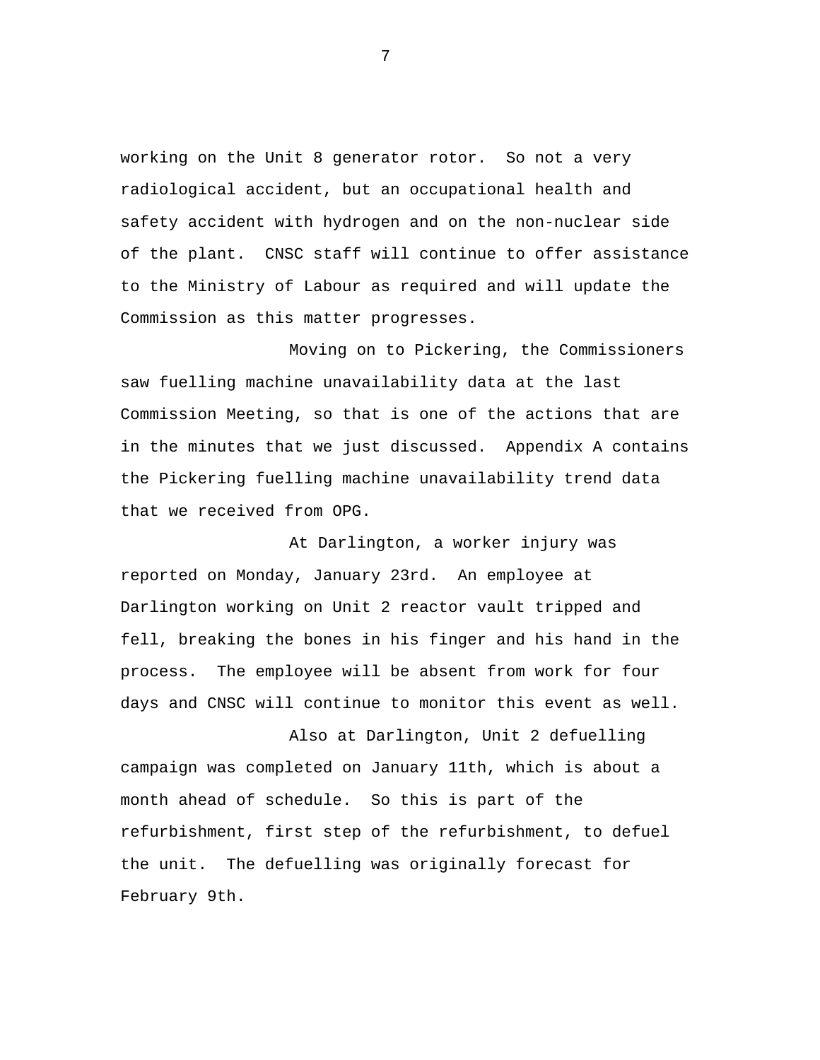working on the Unit 8 generator rotor. So not a very radiological accident, but an occupational health and safety accident with hydrogen and on the non-nuclear side of the plant. CNSC staff will continue to offer assistance to the Ministry of Labour as required and will update the Commission as this matter progresses.

Moving on to Pickering, the Commissioners saw fuelling machine unavailability data at the last Commission Meeting, so that is one of the actions that are in the minutes that we just discussed. Appendix A contains the Pickering fuelling machine unavailability trend data that we received from OPG.

At Darlington, a worker injury was reported on Monday, January 23rd. An employee at Darlington working on Unit 2 reactor vault tripped and fell, breaking the bones in his finger and his hand in the process. The employee will be absent from work for four days and CNSC will continue to monitor this event as well.

Also at Darlington, Unit 2 defuelling campaign was completed on January 11th, which is about a month ahead of schedule. So this is part of the refurbishment, first step of the refurbishment, to defuel the unit. The defuelling was originally forecast for February 9th.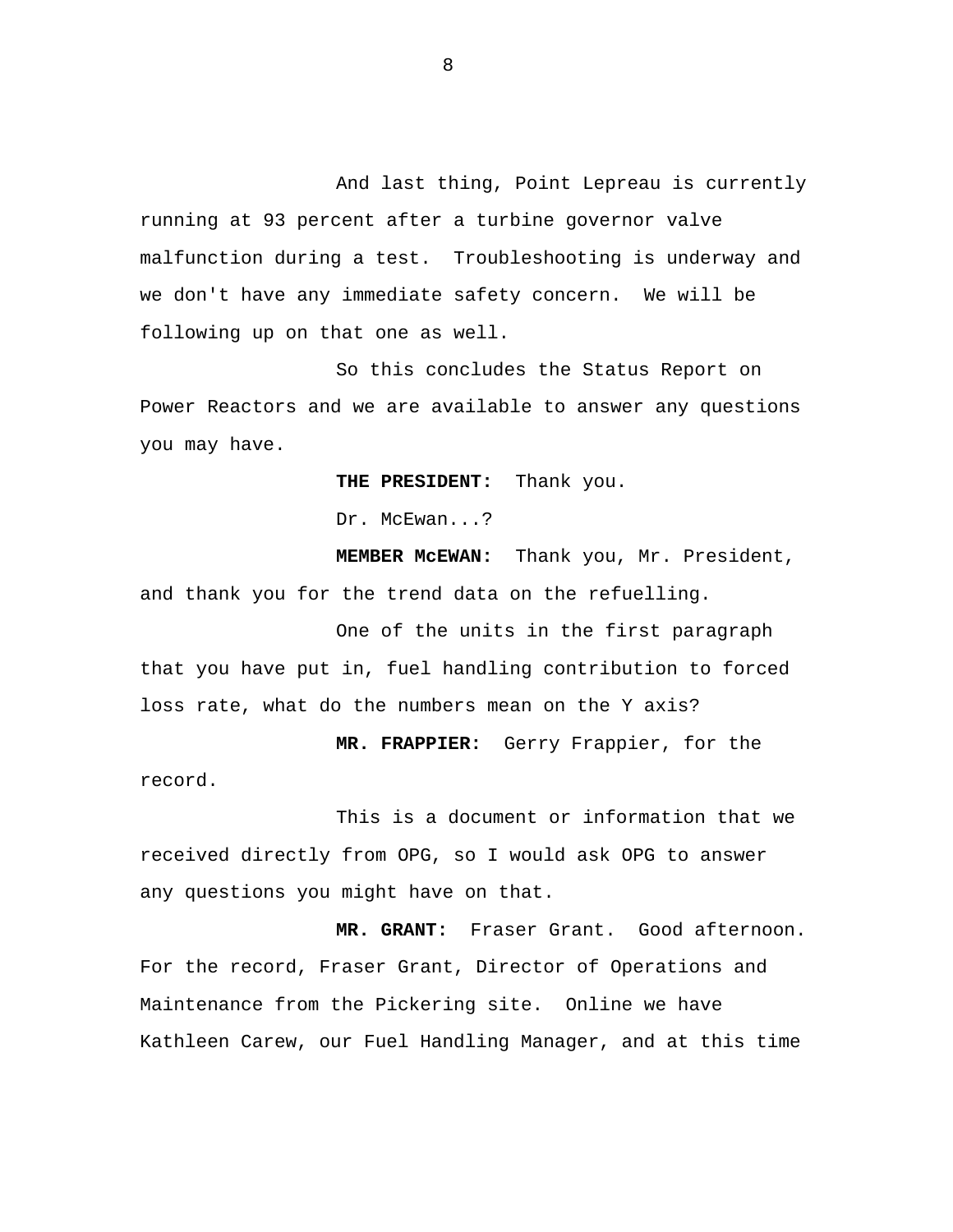And last thing, Point Lepreau is currently running at 93 percent after a turbine governor valve malfunction during a test.  Troubleshooting is underway and we don't have any immediate safety concern.  We will be following up on that one as well.

So this concludes the Status Report on Power Reactors and we are available to answer any questions you may have.

**THE PRESIDENT:**  Thank you.

Dr. McEwan...?

**MEMBER McEWAN:**  Thank you, Mr. President, and thank you for the trend data on the refuelling.

One of the units in the first paragraph that you have put in, fuel handling contribution to forced loss rate, what do the numbers mean on the Y axis?

**MR. FRAPPIER:**  Gerry Frappier, for the record.

This is a document or information that we received directly from OPG, so I would ask OPG to answer any questions you might have on that.

**MR. GRANT:**  Fraser Grant.  Good afternoon.  For the record, Fraser Grant, Director of Operations and Maintenance from the Pickering site.  Online we have Kathleen Carew, our Fuel Handling Manager, and at this time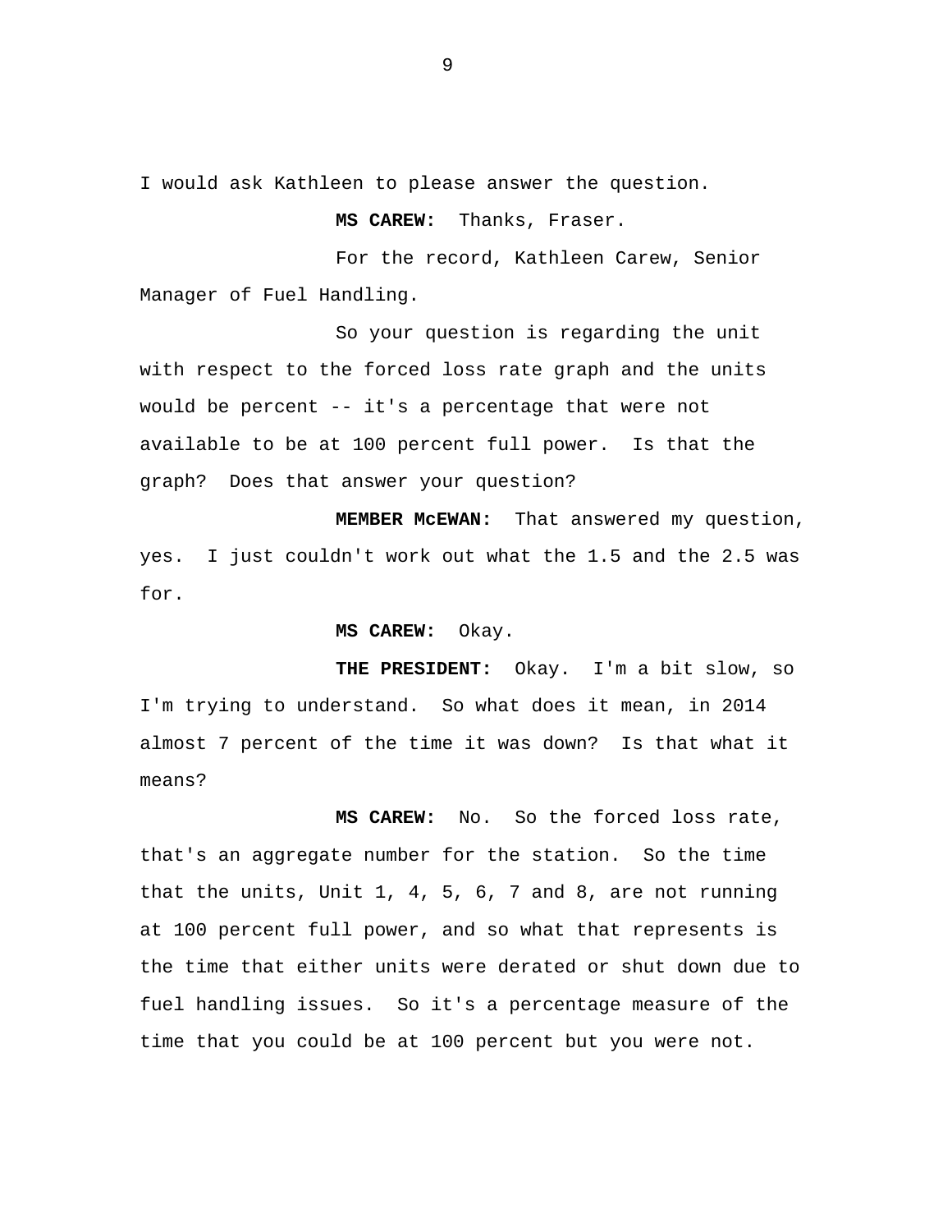I would ask Kathleen to please answer the question.

**MS CAREW:** Thanks, Fraser.

For the record, Kathleen Carew, Senior Manager of Fuel Handling.

So your question is regarding the unit with respect to the forced loss rate graph and the units would be percent -- it's a percentage that were not available to be at 100 percent full power. Is that the graph? Does that answer your question?

**MEMBER McEWAN:** That answered my question, yes. I just couldn't work out what the 1.5 and the 2.5 was for.

**MS CAREW:** Okay.

**THE PRESIDENT:** Okay. I'm a bit slow, so I'm trying to understand. So what does it mean, in 2014 almost 7 percent of the time it was down? Is that what it means?

**MS CAREW:** No. So the forced loss rate, that's an aggregate number for the station. So the time that the units, Unit 1, 4, 5, 6, 7 and 8, are not running at 100 percent full power, and so what that represents is the time that either units were derated or shut down due to fuel handling issues. So it's a percentage measure of the time that you could be at 100 percent but you were not.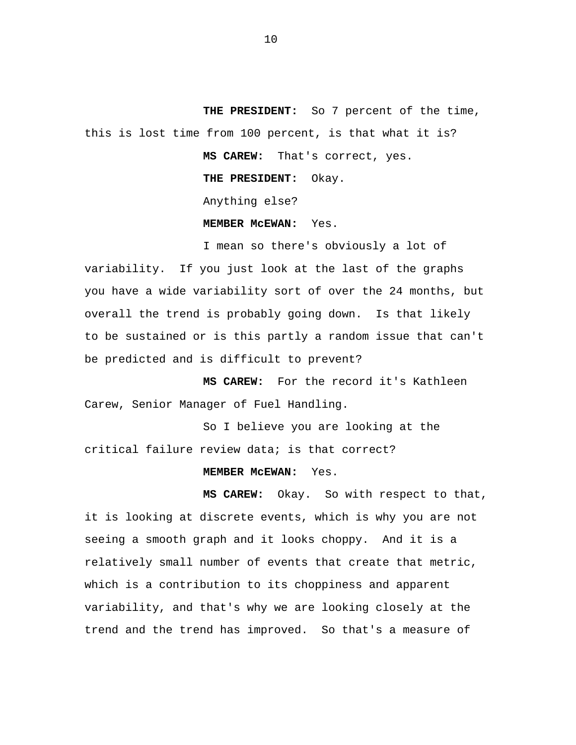**THE PRESIDENT:** So 7 percent of the time, this is lost time from 100 percent, is that what it is?

**MS CAREW:** That's correct, yes.

**THE PRESIDENT:** Okay.

Anything else?

**MEMBER McEWAN:** Yes.

I mean so there's obviously a lot of variability. If you just look at the last of the graphs you have a wide variability sort of over the 24 months, but overall the trend is probably going down. Is that likely to be sustained or is this partly a random issue that can't be predicted and is difficult to prevent?

**MS CAREW:** For the record it's Kathleen Carew, Senior Manager of Fuel Handling.

So I believe you are looking at the critical failure review data; is that correct?

**MEMBER McEWAN:** Yes.

**MS CAREW:** Okay. So with respect to that, it is looking at discrete events, which is why you are not seeing a smooth graph and it looks choppy. And it is a relatively small number of events that create that metric, which is a contribution to its choppiness and apparent variability, and that's why we are looking closely at the trend and the trend has improved. So that's a measure of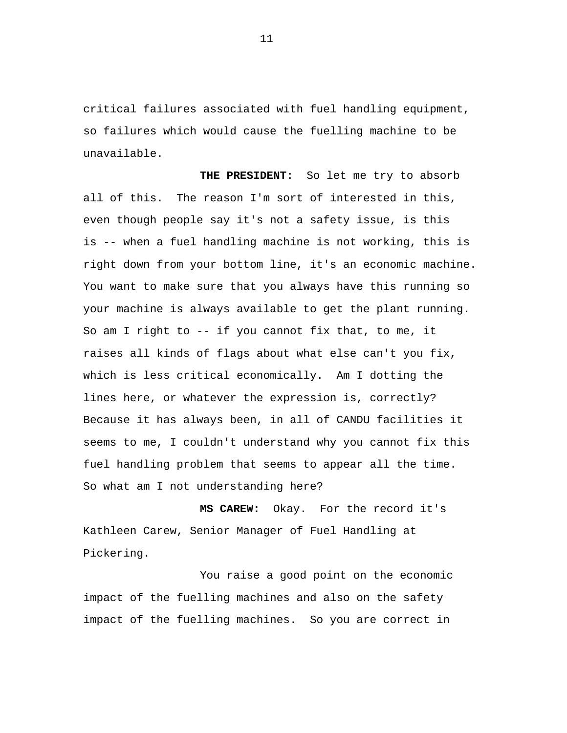critical failures associated with fuel handling equipment, so failures which would cause the fuelling machine to be unavailable.

**THE PRESIDENT:** So let me try to absorb all of this. The reason I'm sort of interested in this, even though people say it's not a safety issue, is this is -- when a fuel handling machine is not working, this is right down from your bottom line, it's an economic machine. You want to make sure that you always have this running so your machine is always available to get the plant running. So am I right to -- if you cannot fix that, to me, it raises all kinds of flags about what else can't you fix, which is less critical economically. Am I dotting the lines here, or whatever the expression is, correctly? Because it has always been, in all of CANDU facilities it seems to me, I couldn't understand why you cannot fix this fuel handling problem that seems to appear all the time. So what am I not understanding here?

**MS CAREW:** Okay. For the record it's Kathleen Carew, Senior Manager of Fuel Handling at Pickering.

You raise a good point on the economic impact of the fuelling machines and also on the safety impact of the fuelling machines. So you are correct in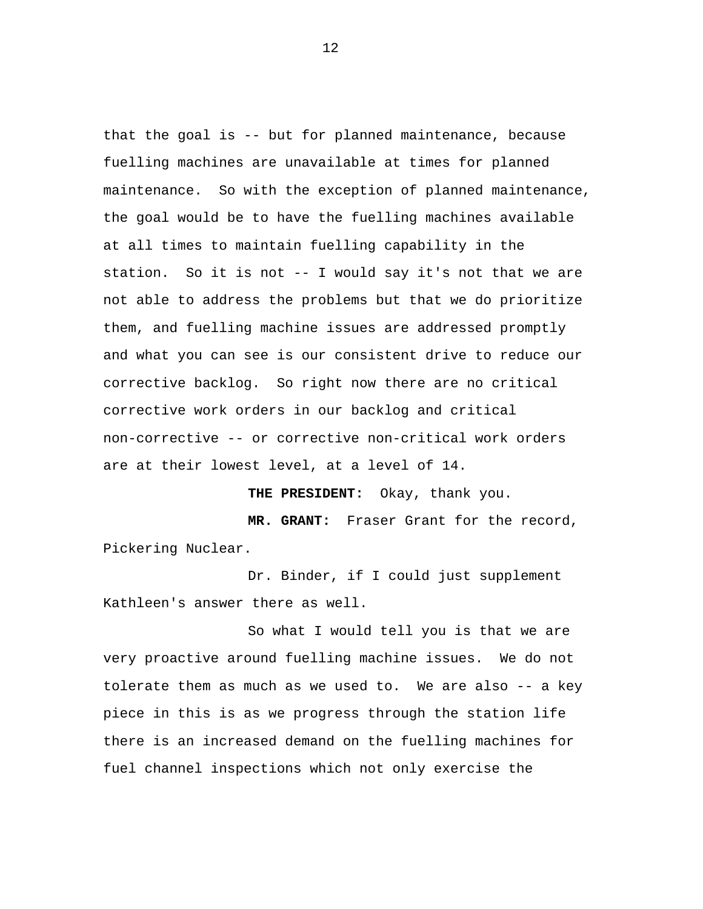that the goal is -- but for planned maintenance, because fuelling machines are unavailable at times for planned maintenance. So with the exception of planned maintenance, the goal would be to have the fuelling machines available at all times to maintain fuelling capability in the station. So it is not -- I would say it's not that we are not able to address the problems but that we do prioritize them, and fuelling machine issues are addressed promptly and what you can see is our consistent drive to reduce our corrective backlog. So right now there are no critical corrective work orders in our backlog and critical non-corrective -- or corrective non-critical work orders are at their lowest level, at a level of 14.

**THE PRESIDENT:** Okay, thank you.

**MR. GRANT:** Fraser Grant for the record, Pickering Nuclear.

Dr. Binder, if I could just supplement Kathleen's answer there as well.

So what I would tell you is that we are very proactive around fuelling machine issues. We do not tolerate them as much as we used to. We are also -- a key piece in this is as we progress through the station life there is an increased demand on the fuelling machines for fuel channel inspections which not only exercise the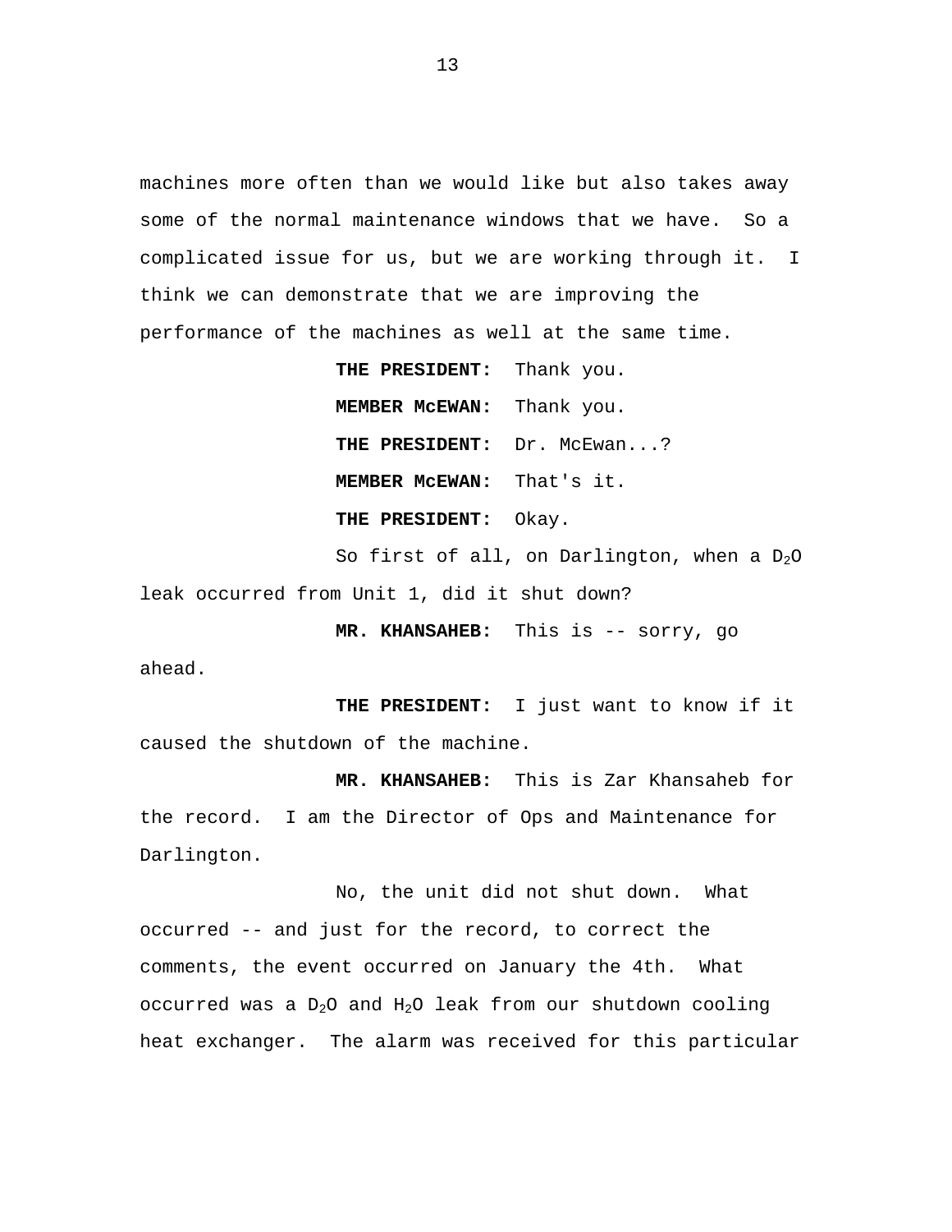machines more often than we would like but also takes away some of the normal maintenance windows that we have. So a complicated issue for us, but we are working through it. I think we can demonstrate that we are improving the performance of the machines as well at the same time.

**THE PRESIDENT:** Thank you.

**MEMBER McEWAN:** Thank you.

**THE PRESIDENT:** Dr. McEwan...?

**MEMBER McEWAN:** That's it.

**THE PRESIDENT:** Okay.

So first of all, on Darlington, when a $D_2O$ leak occurred from Unit 1, did it shut down?

**MR. KHANSAHEB:** This is -- sorry, go ahead.

**THE PRESIDENT:** I just want to know if it caused the shutdown of the machine.

**MR. KHANSAHEB:** This is Zar Khansaheb for the record. I am the Director of Ops and Maintenance for Darlington.

No, the unit did not shut down. What occurred -- and just for the record, to correct the comments, the event occurred on January the 4th. What occurred was a $D_2O$ and $H_2O$ leak from our shutdown cooling heat exchanger. The alarm was received for this particular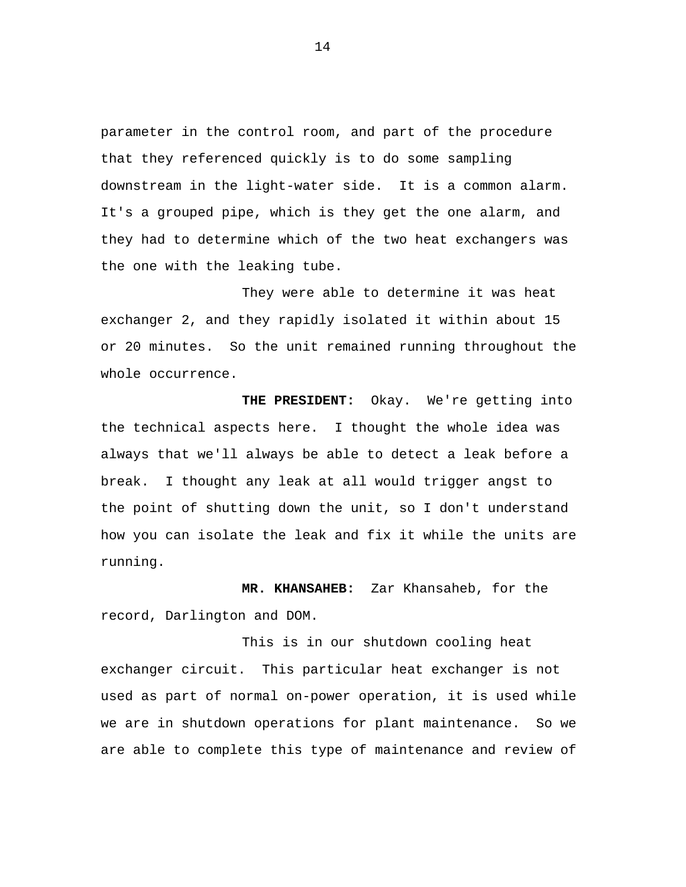parameter in the control room, and part of the procedure that they referenced quickly is to do some sampling downstream in the light-water side. It is a common alarm. It's a grouped pipe, which is they get the one alarm, and they had to determine which of the two heat exchangers was the one with the leaking tube.

They were able to determine it was heat exchanger 2, and they rapidly isolated it within about 15 or 20 minutes. So the unit remained running throughout the whole occurrence.

**THE PRESIDENT:** Okay. We're getting into the technical aspects here. I thought the whole idea was always that we'll always be able to detect a leak before a break. I thought any leak at all would trigger angst to the point of shutting down the unit, so I don't understand how you can isolate the leak and fix it while the units are running.

**MR. KHANSAHEB:** Zar Khansaheb, for the record, Darlington and DOM.

This is in our shutdown cooling heat exchanger circuit. This particular heat exchanger is not used as part of normal on-power operation, it is used while we are in shutdown operations for plant maintenance. So we are able to complete this type of maintenance and review of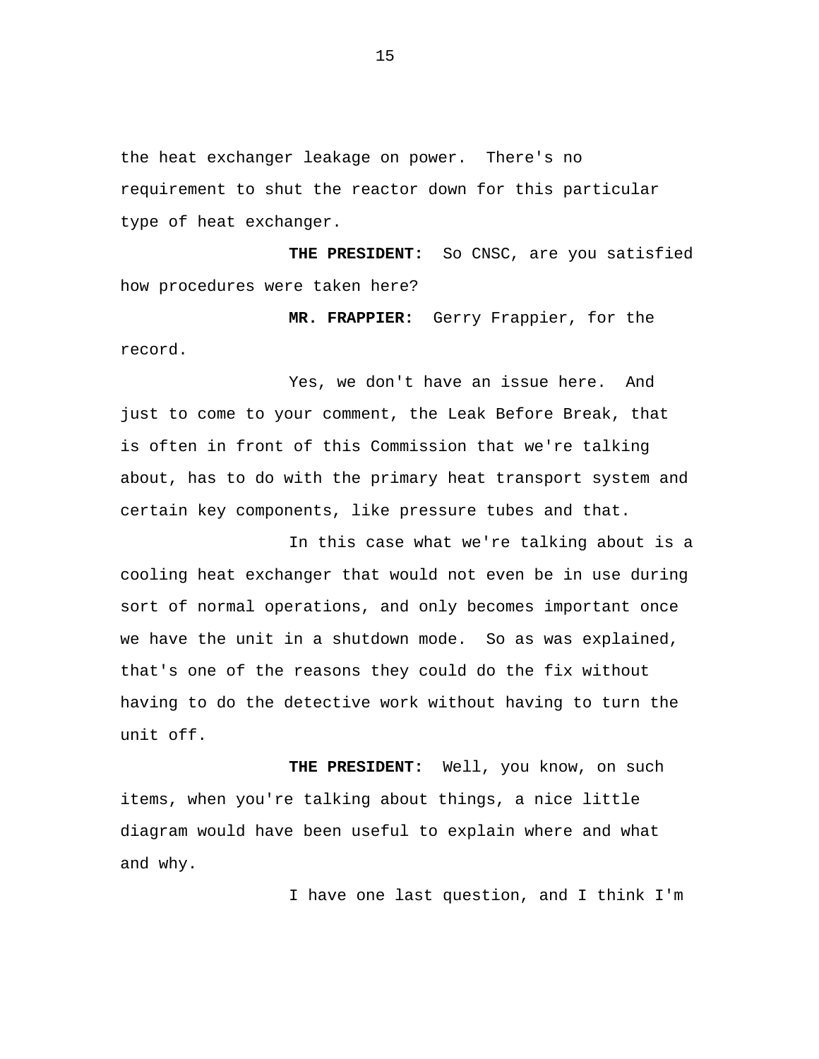the heat exchanger leakage on power. There's no requirement to shut the reactor down for this particular type of heat exchanger.

**THE PRESIDENT:** So CNSC, are you satisfied how procedures were taken here?

**MR. FRAPPIER:** Gerry Frappier, for the record.

Yes, we don't have an issue here. And just to come to your comment, the Leak Before Break, that is often in front of this Commission that we're talking about, has to do with the primary heat transport system and certain key components, like pressure tubes and that.

In this case what we're talking about is a cooling heat exchanger that would not even be in use during sort of normal operations, and only becomes important once we have the unit in a shutdown mode. So as was explained, that's one of the reasons they could do the fix without having to do the detective work without having to turn the unit off.

**THE PRESIDENT:** Well, you know, on such items, when you're talking about things, a nice little diagram would have been useful to explain where and what and why.

I have one last question, and I think I'm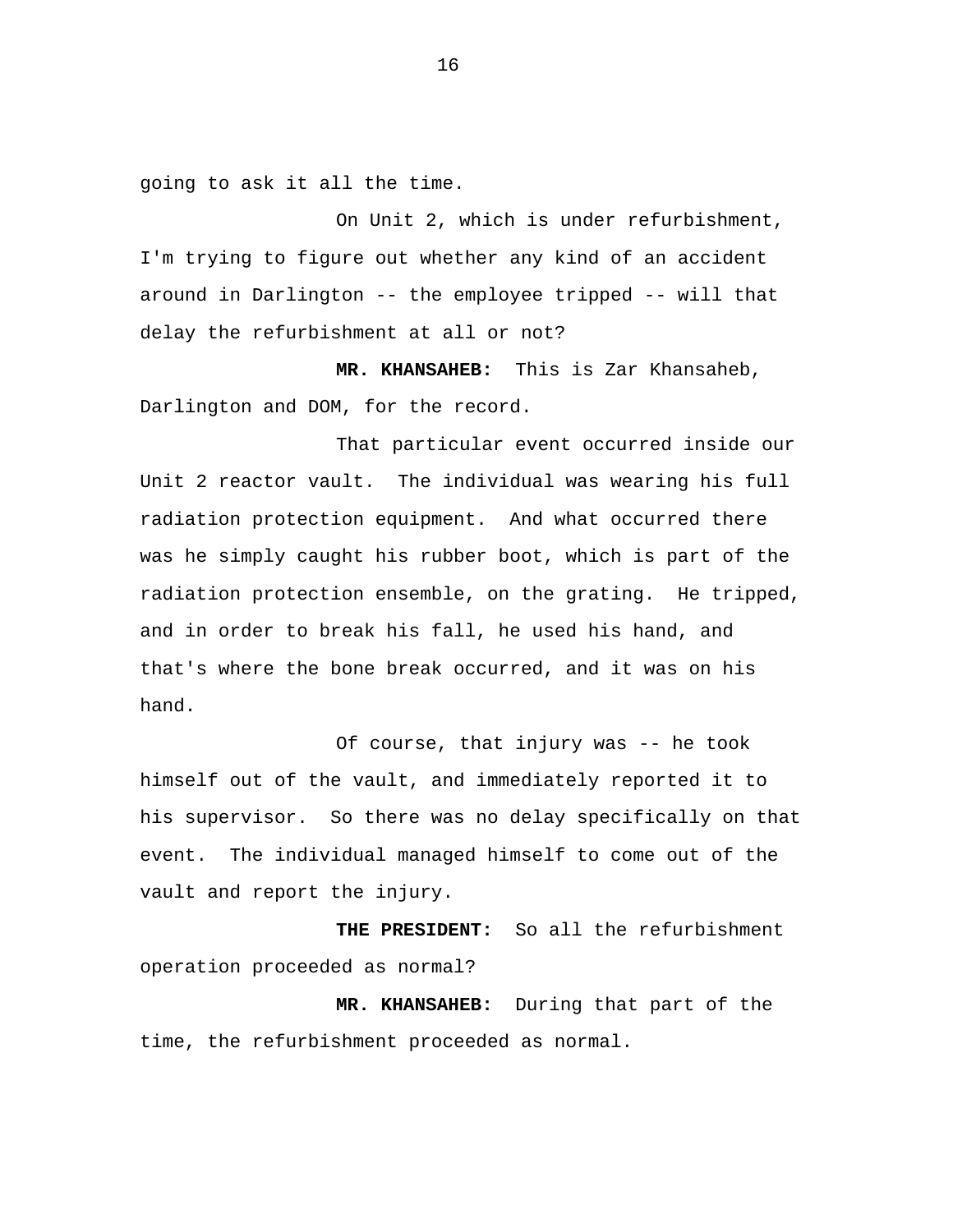going to ask it all the time.

On Unit 2, which is under refurbishment, I'm trying to figure out whether any kind of an accident around in Darlington -- the employee tripped -- will that delay the refurbishment at all or not?

**MR. KHANSAHEB:** This is Zar Khansaheb, Darlington and DOM, for the record.

That particular event occurred inside our Unit 2 reactor vault. The individual was wearing his full radiation protection equipment. And what occurred there was he simply caught his rubber boot, which is part of the radiation protection ensemble, on the grating. He tripped, and in order to break his fall, he used his hand, and that's where the bone break occurred, and it was on his hand.

Of course, that injury was -- he took himself out of the vault, and immediately reported it to his supervisor. So there was no delay specifically on that event. The individual managed himself to come out of the vault and report the injury.

**THE PRESIDENT:** So all the refurbishment operation proceeded as normal?

**MR. KHANSAHEB:** During that part of the time, the refurbishment proceeded as normal.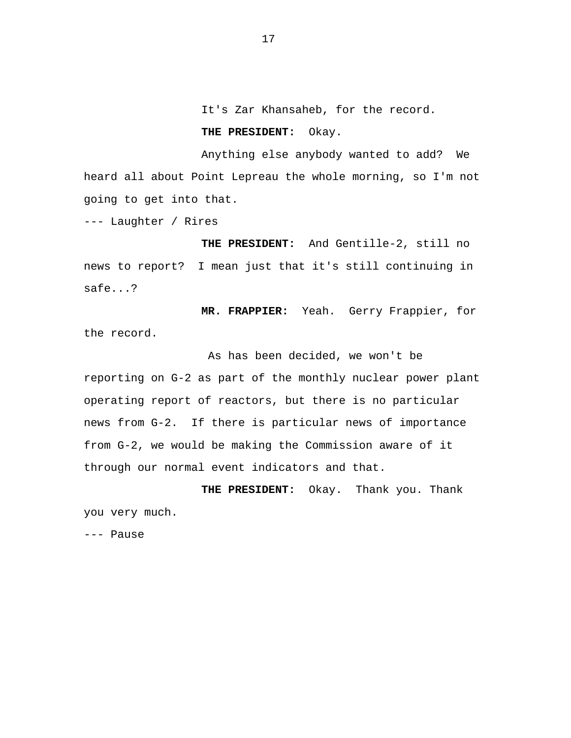It's Zar Khansaheb, for the record.

**THE PRESIDENT:** Okay.

Anything else anybody wanted to add? We heard all about Point Lepreau the whole morning, so I'm not going to get into that.

--- Laughter / Rires

**THE PRESIDENT:** And Gentille-2, still no news to report? I mean just that it's still continuing in safe...?

**MR. FRAPPIER:** Yeah. Gerry Frappier, for the record.

As has been decided, we won't be reporting on G-2 as part of the monthly nuclear power plant operating report of reactors, but there is no particular news from G-2. If there is particular news of importance from G-2, we would be making the Commission aware of it through our normal event indicators and that.

**THE PRESIDENT:** Okay. Thank you. Thank you very much.

--- Pause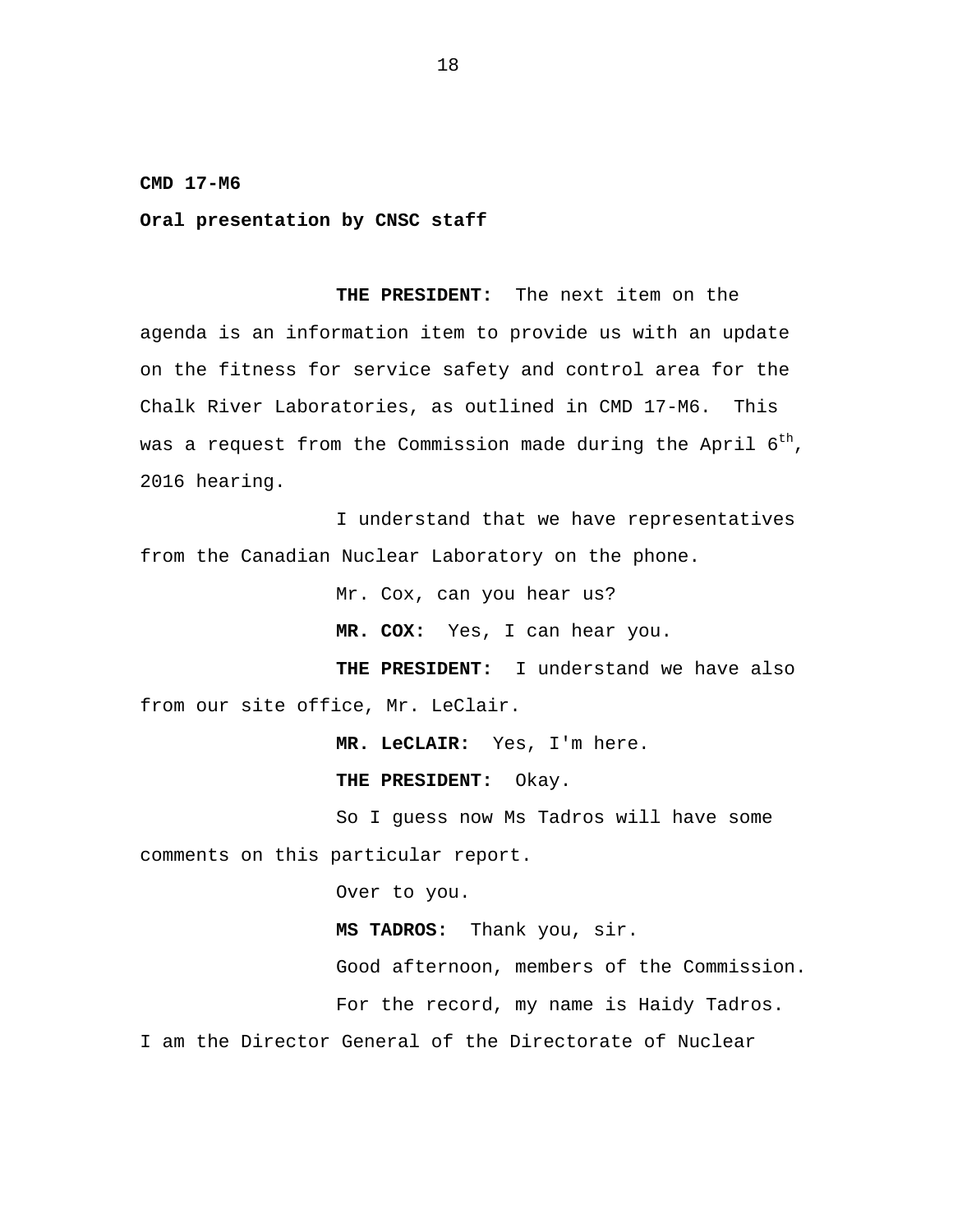**CMD 17-M6**

**Oral presentation by CNSC staff**

**THE PRESIDENT:** The next item on the agenda is an information item to provide us with an update on the fitness for service safety and control area for the Chalk River Laboratories, as outlined in CMD 17-M6. This was a request from the Commission made during the April 6th, 2016 hearing.

I understand that we have representatives from the Canadian Nuclear Laboratory on the phone.

Mr. Cox, can you hear us?

**MR. COX:** Yes, I can hear you.

**THE PRESIDENT:** I understand we have also from our site office, Mr. LeClair.

**MR. LeCLAIR:** Yes, I'm here.

**THE PRESIDENT:** Okay.

So I guess now Ms Tadros will have some comments on this particular report.

Over to you.

**MS TADROS:** Thank you, sir.

Good afternoon, members of the Commission.

For the record, my name is Haidy Tadros. I am the Director General of the Directorate of Nuclear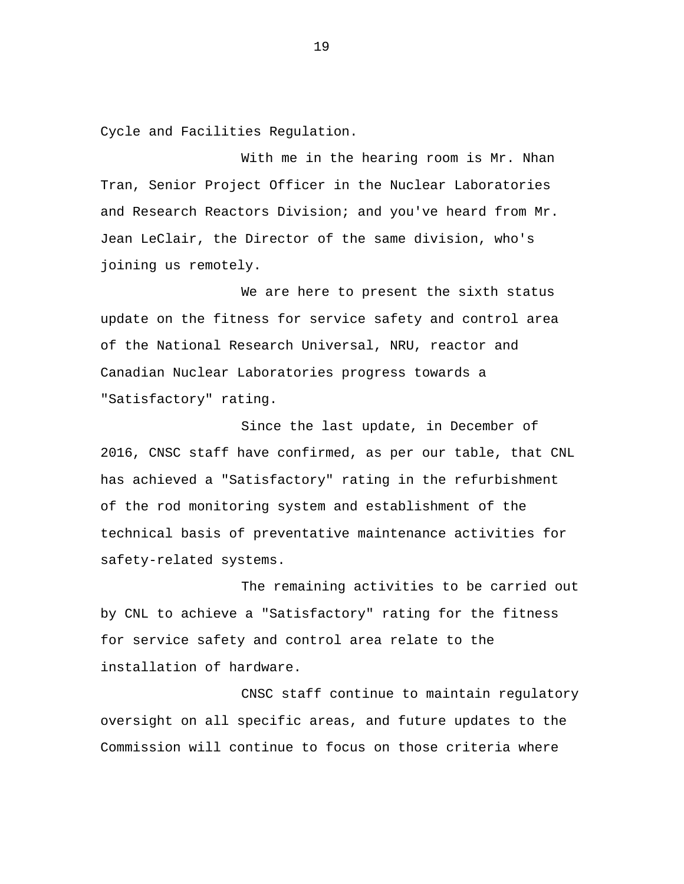Cycle and Facilities Regulation.

With me in the hearing room is Mr. Nhan Tran, Senior Project Officer in the Nuclear Laboratories and Research Reactors Division; and you've heard from Mr. Jean LeClair, the Director of the same division, who's joining us remotely.

We are here to present the sixth status update on the fitness for service safety and control area of the National Research Universal, NRU, reactor and Canadian Nuclear Laboratories progress towards a "Satisfactory" rating.

Since the last update, in December of 2016, CNSC staff have confirmed, as per our table, that CNL has achieved a "Satisfactory" rating in the refurbishment of the rod monitoring system and establishment of the technical basis of preventative maintenance activities for safety-related systems.

The remaining activities to be carried out by CNL to achieve a "Satisfactory" rating for the fitness for service safety and control area relate to the installation of hardware.

CNSC staff continue to maintain regulatory oversight on all specific areas, and future updates to the Commission will continue to focus on those criteria where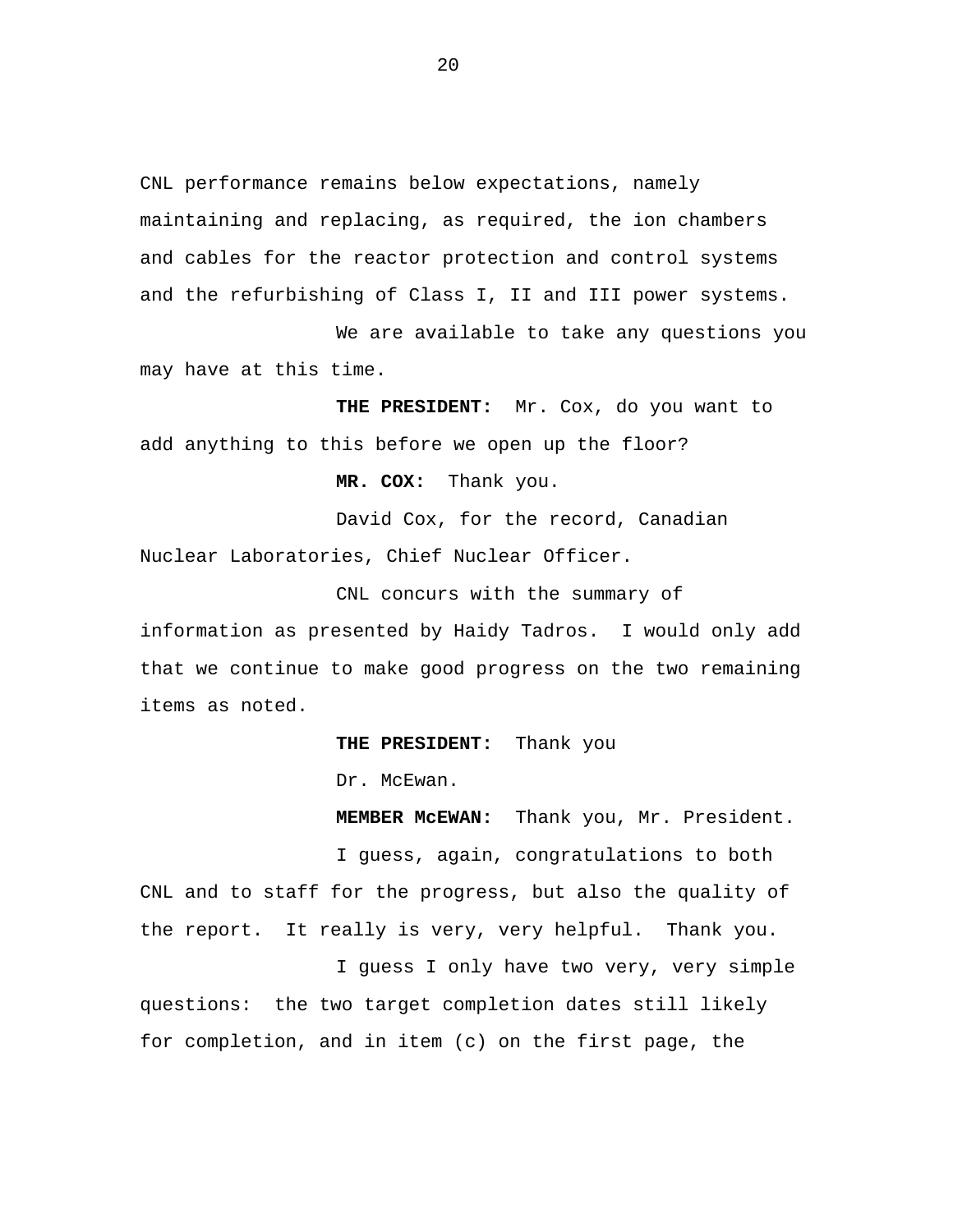CNL performance remains below expectations, namely maintaining and replacing, as required, the ion chambers and cables for the reactor protection and control systems and the refurbishing of Class I, II and III power systems.

We are available to take any questions you may have at this time.

**THE PRESIDENT:** Mr. Cox, do you want to add anything to this before we open up the floor?

**MR. COX:** Thank you.

David Cox, for the record, Canadian Nuclear Laboratories, Chief Nuclear Officer.

CNL concurs with the summary of information as presented by Haidy Tadros. I would only add that we continue to make good progress on the two remaining items as noted.

**THE PRESIDENT:** Thank you

Dr. McEwan.

**MEMBER McEWAN:** Thank you, Mr. President.

I guess, again, congratulations to both CNL and to staff for the progress, but also the quality of the report. It really is very, very helpful. Thank you.

I guess I only have two very, very simple questions: the two target completion dates still likely for completion, and in item (c) on the first page, the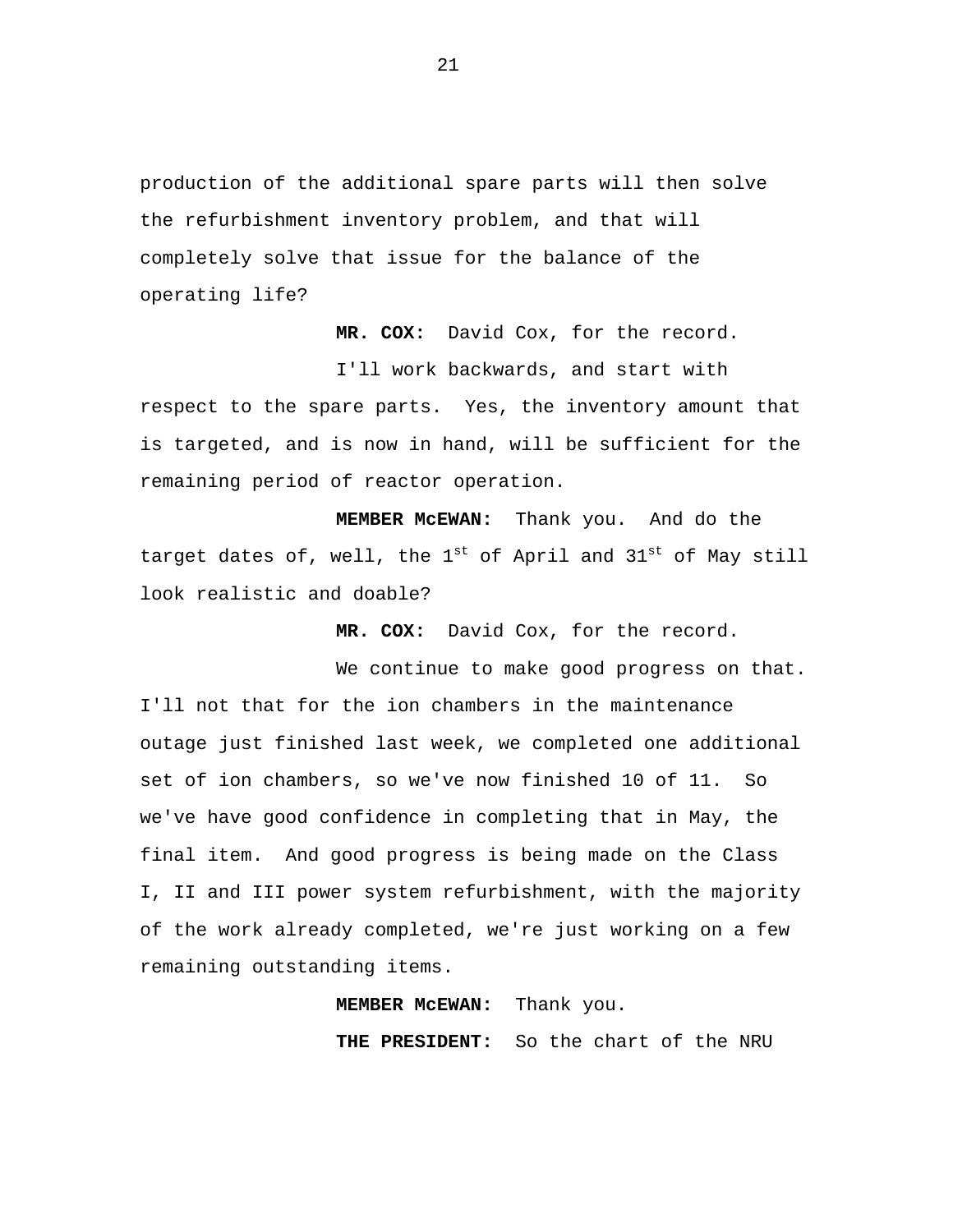production of the additional spare parts will then solve the refurbishment inventory problem, and that will completely solve that issue for the balance of the operating life?

**MR. COX:** David Cox, for the record.

I'll work backwards, and start with respect to the spare parts. Yes, the inventory amount that is targeted, and is now in hand, will be sufficient for the remaining period of reactor operation.

**MEMBER McEWAN:** Thank you. And do the target dates of, well, the 1st of April and 31st of May still look realistic and doable?

**MR. COX:** David Cox, for the record.

We continue to make good progress on that. I'll not that for the ion chambers in the maintenance outage just finished last week, we completed one additional set of ion chambers, so we've now finished 10 of 11. So we've have good confidence in completing that in May, the final item. And good progress is being made on the Class I, II and III power system refurbishment, with the majority of the work already completed, we're just working on a few remaining outstanding items.

**MEMBER McEWAN:** Thank you.

**THE PRESIDENT:** So the chart of the NRU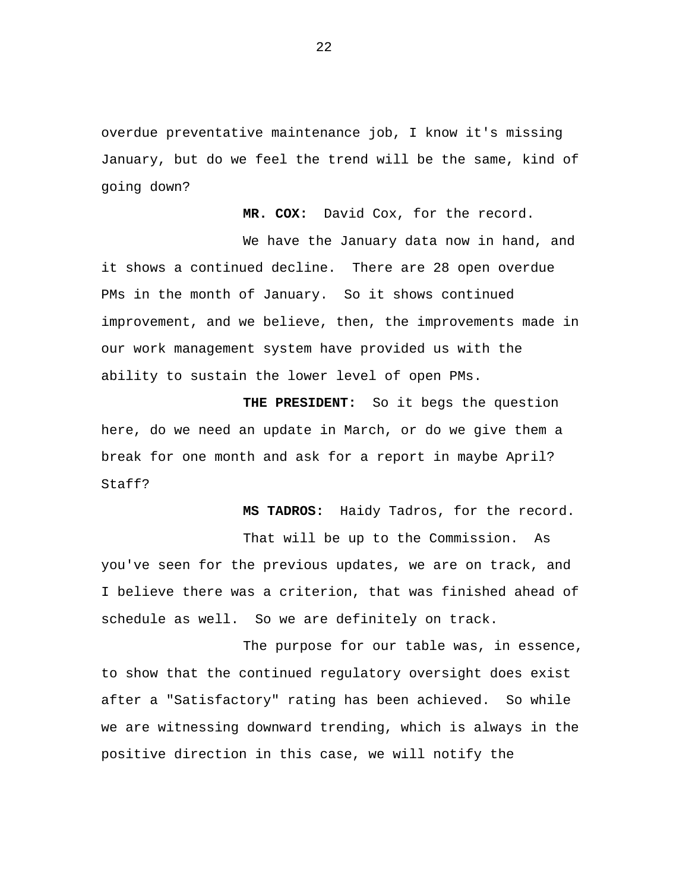overdue preventative maintenance job, I know it's missing January, but do we feel the trend will be the same, kind of going down?

**MR. COX:** David Cox, for the record.

We have the January data now in hand, and it shows a continued decline. There are 28 open overdue PMs in the month of January. So it shows continued improvement, and we believe, then, the improvements made in our work management system have provided us with the ability to sustain the lower level of open PMs.

**THE PRESIDENT:** So it begs the question here, do we need an update in March, or do we give them a break for one month and ask for a report in maybe April? Staff?

**MS TADROS:** Haidy Tadros, for the record.

That will be up to the Commission. As you've seen for the previous updates, we are on track, and I believe there was a criterion, that was finished ahead of schedule as well. So we are definitely on track.

The purpose for our table was, in essence, to show that the continued regulatory oversight does exist after a "Satisfactory" rating has been achieved. So while we are witnessing downward trending, which is always in the positive direction in this case, we will notify the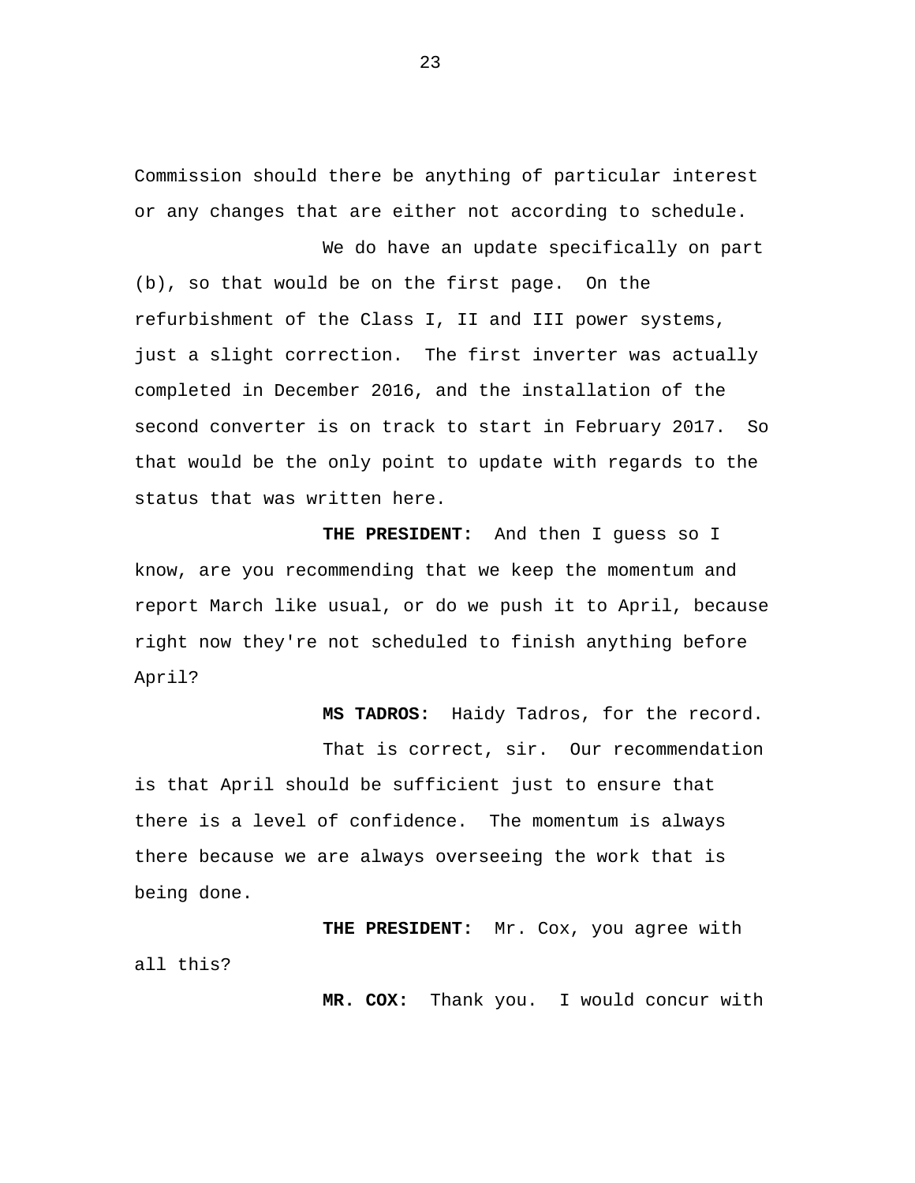Commission should there be anything of particular interest or any changes that are either not according to schedule.

We do have an update specifically on part (b), so that would be on the first page. On the refurbishment of the Class I, II and III power systems, just a slight correction. The first inverter was actually completed in December 2016, and the installation of the second converter is on track to start in February 2017. So that would be the only point to update with regards to the status that was written here.

**THE PRESIDENT:** And then I guess so I know, are you recommending that we keep the momentum and report March like usual, or do we push it to April, because right now they're not scheduled to finish anything before April?

**MS TADROS:** Haidy Tadros, for the record.

That is correct, sir. Our recommendation is that April should be sufficient just to ensure that there is a level of confidence. The momentum is always there because we are always overseeing the work that is being done.

**THE PRESIDENT:** Mr. Cox, you agree with all this?

**MR. COX:** Thank you. I would concur with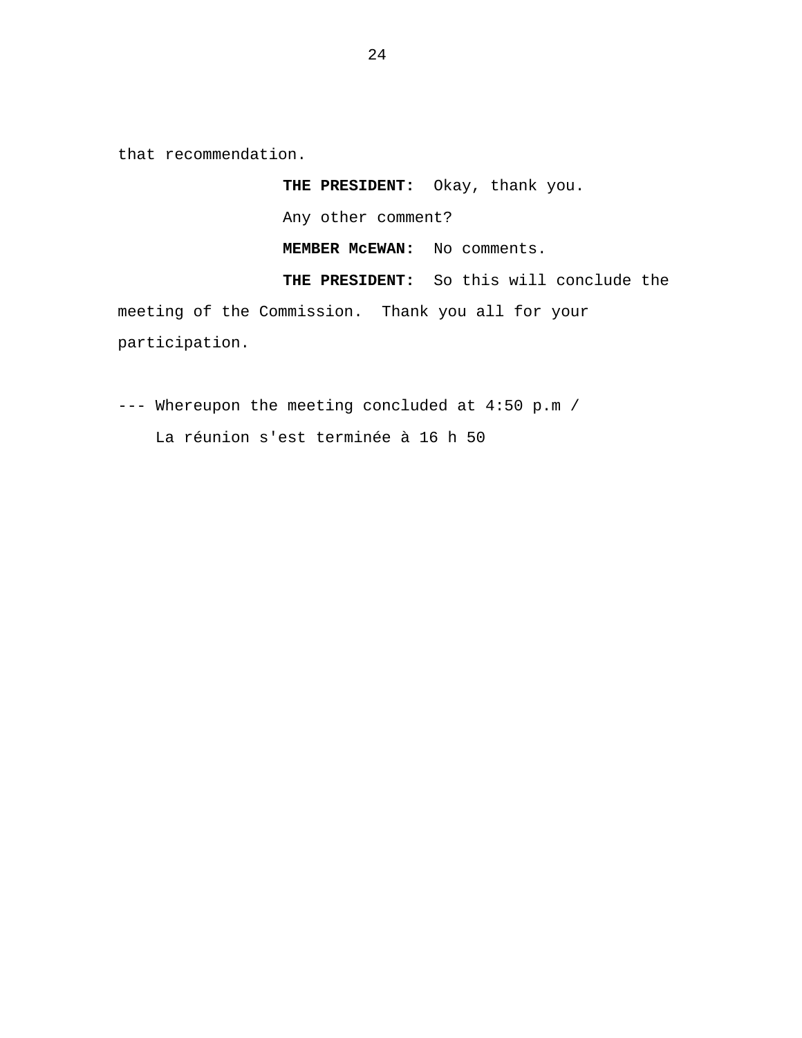that recommendation.

**THE PRESIDENT:** Okay, thank you.

Any other comment?

**MEMBER McEWAN:** No comments.

**THE PRESIDENT:** So this will conclude the meeting of the Commission. Thank you all for your participation.

--- Whereupon the meeting concluded at 4:50 p.m /
La réunion s'est terminée à 16 h 50